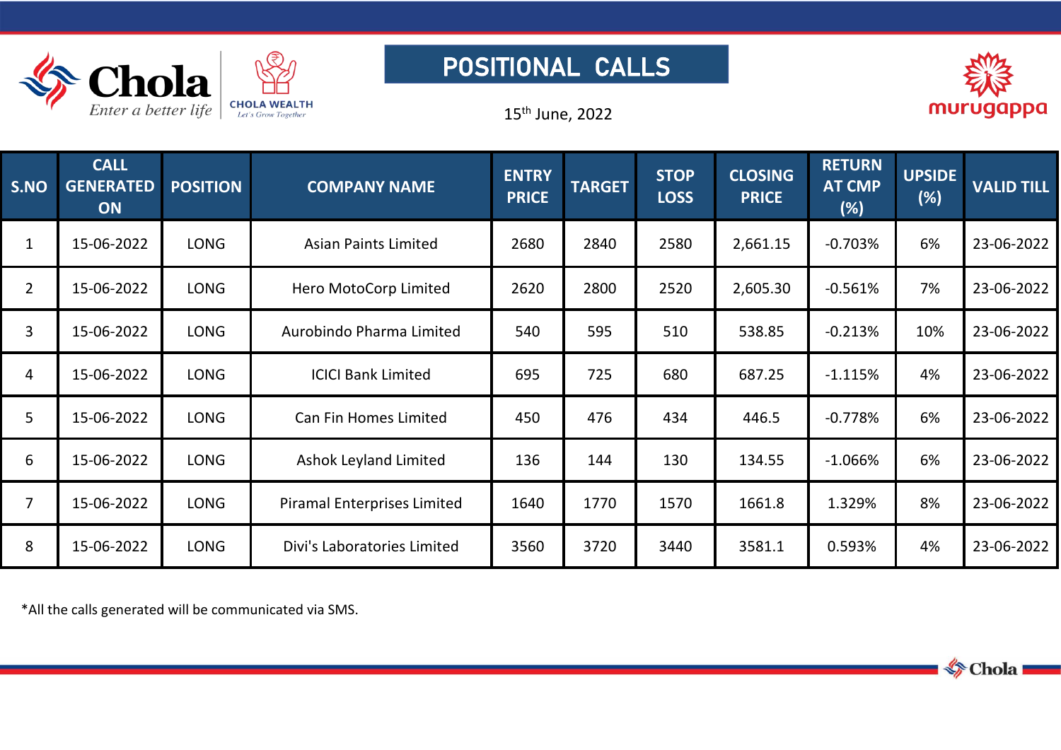# POSITIONAL CALLS

15th June, 2022

| S.NO | CALL GENERATED ON | POSITION | COMPANY NAME | ENTRY PRICE | TARGET | STOP LOSS | CLOSING PRICE | RETURN AT CMP (%) | UPSIDE (%) | VALID TILL |
|---|---|---|---|---|---|---|---|---|---|---|
| 1 | 15-06-2022 | LONG | Asian Paints Limited | 2680 | 2840 | 2580 | 2,661.15 | -0.703% | 6% | 23-06-2022 |
| 2 | 15-06-2022 | LONG | Hero MotoCorp Limited | 2620 | 2800 | 2520 | 2,605.30 | -0.561% | 7% | 23-06-2022 |
| 3 | 15-06-2022 | LONG | Aurobindo Pharma Limited | 540 | 595 | 510 | 538.85 | -0.213% | 10% | 23-06-2022 |
| 4 | 15-06-2022 | LONG | ICICI Bank Limited | 695 | 725 | 680 | 687.25 | -1.115% | 4% | 23-06-2022 |
| 5 | 15-06-2022 | LONG | Can Fin Homes Limited | 450 | 476 | 434 | 446.5 | -0.778% | 6% | 23-06-2022 |
| 6 | 15-06-2022 | LONG | Ashok Leyland Limited | 136 | 144 | 130 | 134.55 | -1.066% | 6% | 23-06-2022 |
| 7 | 15-06-2022 | LONG | Piramal Enterprises Limited | 1640 | 1770 | 1570 | 1661.8 | 1.329% | 8% | 23-06-2022 |
| 8 | 15-06-2022 | LONG | Divi's Laboratories Limited | 3560 | 3720 | 3440 | 3581.1 | 0.593% | 4% | 23-06-2022 |

*All the calls generated will be communicated via SMS.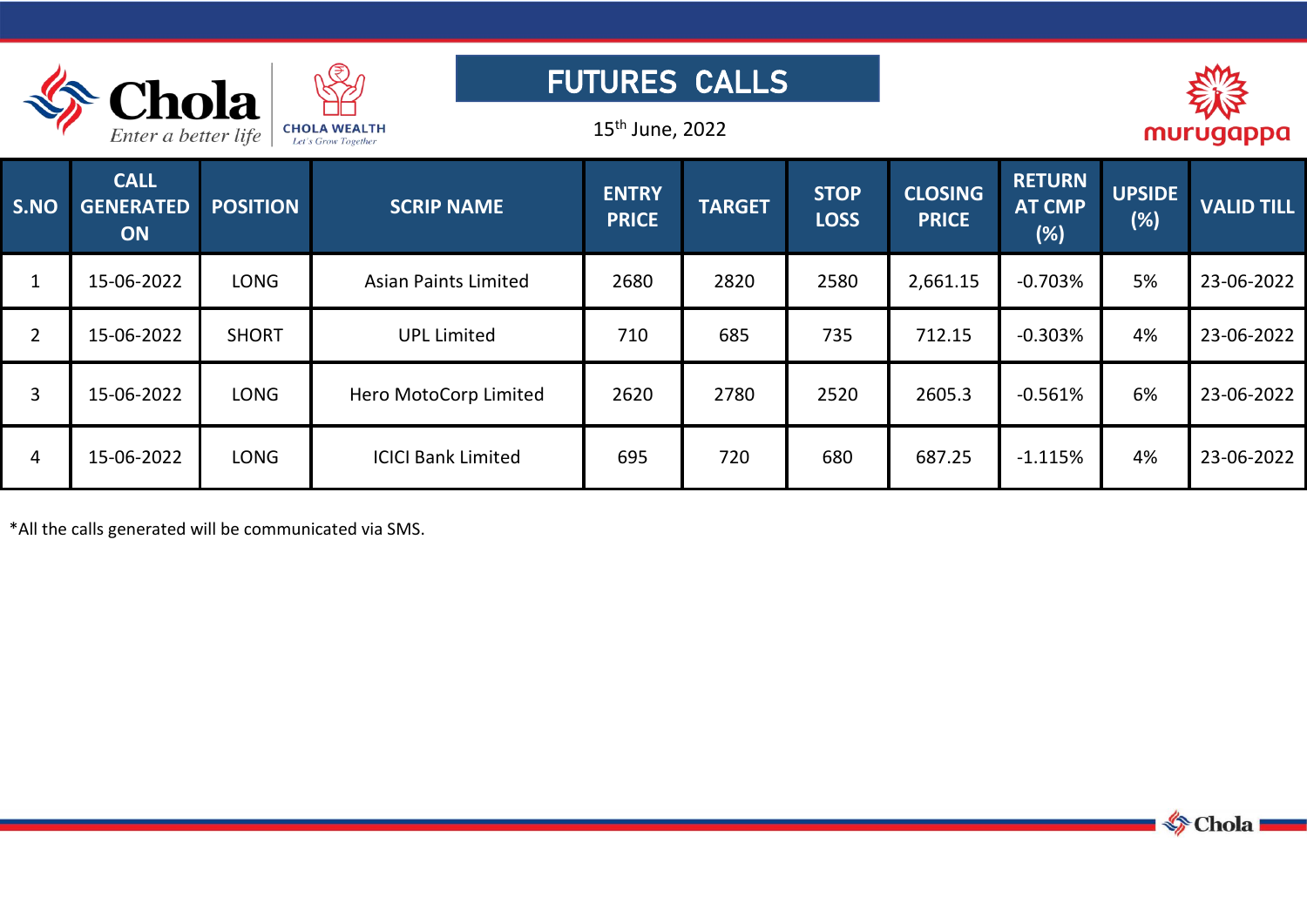# FUTURES CALLS

15th June, 2022

| S.NO | CALL GENERATED ON | POSITION | SCRIP NAME | ENTRY PRICE | TARGET | STOP LOSS | CLOSING PRICE | RETURN AT CMP (%) | UPSIDE (%) | VALID TILL |
|---|---|---|---|---|---|---|---|---|---|---|
| 1 | 15-06-2022 | LONG | Asian Paints Limited | 2680 | 2820 | 2580 | 2,661.15 | -0.703% | 5% | 23-06-2022 |
| 2 | 15-06-2022 | SHORT | UPL Limited | 710 | 685 | 735 | 712.15 | -0.303% | 4% | 23-06-2022 |
| 3 | 15-06-2022 | LONG | Hero MotoCorp Limited | 2620 | 2780 | 2520 | 2605.3 | -0.561% | 6% | 23-06-2022 |
| 4 | 15-06-2022 | LONG | ICICI Bank Limited | 695 | 720 | 680 | 687.25 | -1.115% | 4% | 23-06-2022 |

*All the calls generated will be communicated via SMS.